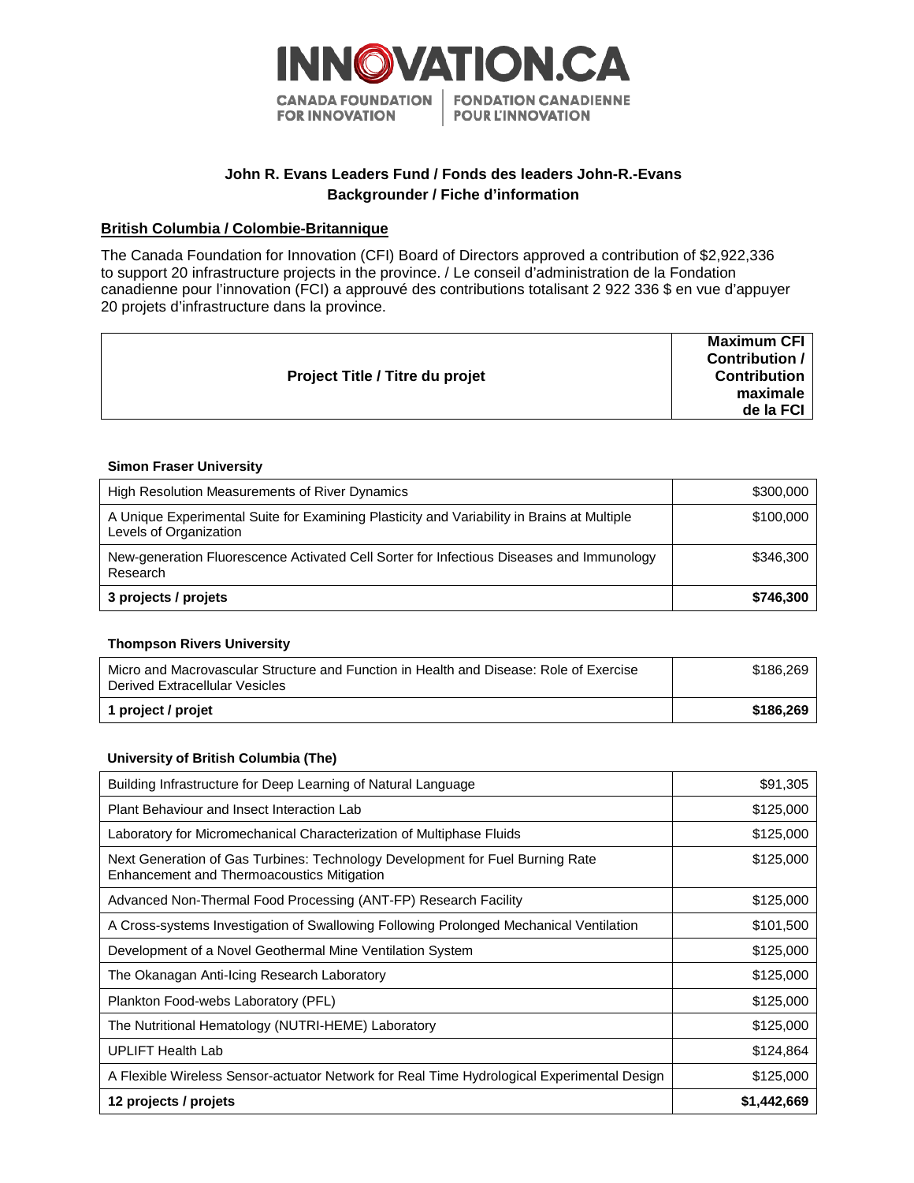INNOVATION.CA

CANADA FOUNDATION FOR INNOVATION | FONDATION CANADIENNE POUR L'INNOVATION

## John R. Evans Leaders Fund / Fonds des leaders John-R.-Evans
## Backgrounder / Fiche d'information

### British Columbia / Colombie-Britannique

The Canada Foundation for Innovation (CFI) Board of Directors approved a contribution of $2,922,336 to support 20 infrastructure projects in the province. / Le conseil d'administration de la Fondation canadienne pour l'innovation (FCI) a approuvé des contributions totalisant 2 922 336 $ en vue d'appuyer 20 projets d'infrastructure dans la province.

| Project Title / Titre du projet | Maximum CFI Contribution / Contribution maximale de la FCI |
|---|---|

**Simon Fraser University**

| Project Title / Titre du projet | Maximum CFI Contribution / Contribution maximale de la FCI |
|---|---:|
| High Resolution Measurements of River Dynamics | $300,000 |
| A Unique Experimental Suite for Examining Plasticity and Variability in Brains at Multiple Levels of Organization | $100,000 |
| New-generation Fluorescence Activated Cell Sorter for Infectious Diseases and Immunology Research | $346,300 |
| **3 projects / projets** | **$746,300** |

**Thompson Rivers University**

| Project Title / Titre du projet | Maximum CFI Contribution / Contribution maximale de la FCI |
|---|---:|
| Micro and Macrovascular Structure and Function in Health and Disease: Role of Exercise Derived Extracellular Vesicles | $186,269 |
| **1 project / projet** | **$186,269** |

**University of British Columbia (The)**

| Project Title / Titre du projet | Maximum CFI Contribution / Contribution maximale de la FCI |
|---|---:|
| Building Infrastructure for Deep Learning of Natural Language | $91,305 |
| Plant Behaviour and Insect Interaction Lab | $125,000 |
| Laboratory for Micromechanical Characterization of Multiphase Fluids | $125,000 |
| Next Generation of Gas Turbines: Technology Development for Fuel Burning Rate Enhancement and Thermoacoustics Mitigation | $125,000 |
| Advanced Non-Thermal Food Processing (ANT-FP) Research Facility | $125,000 |
| A Cross-systems Investigation of Swallowing Following Prolonged Mechanical Ventilation | $101,500 |
| Development of a Novel Geothermal Mine Ventilation System | $125,000 |
| The Okanagan Anti-Icing Research Laboratory | $125,000 |
| Plankton Food-webs Laboratory (PFL) | $125,000 |
| The Nutritional Hematology (NUTRI-HEME) Laboratory | $125,000 |
| UPLIFT Health Lab | $124,864 |
| A Flexible Wireless Sensor-actuator Network for Real Time Hydrological Experimental Design | $125,000 |
| **12 projects / projets** | **$1,442,669** |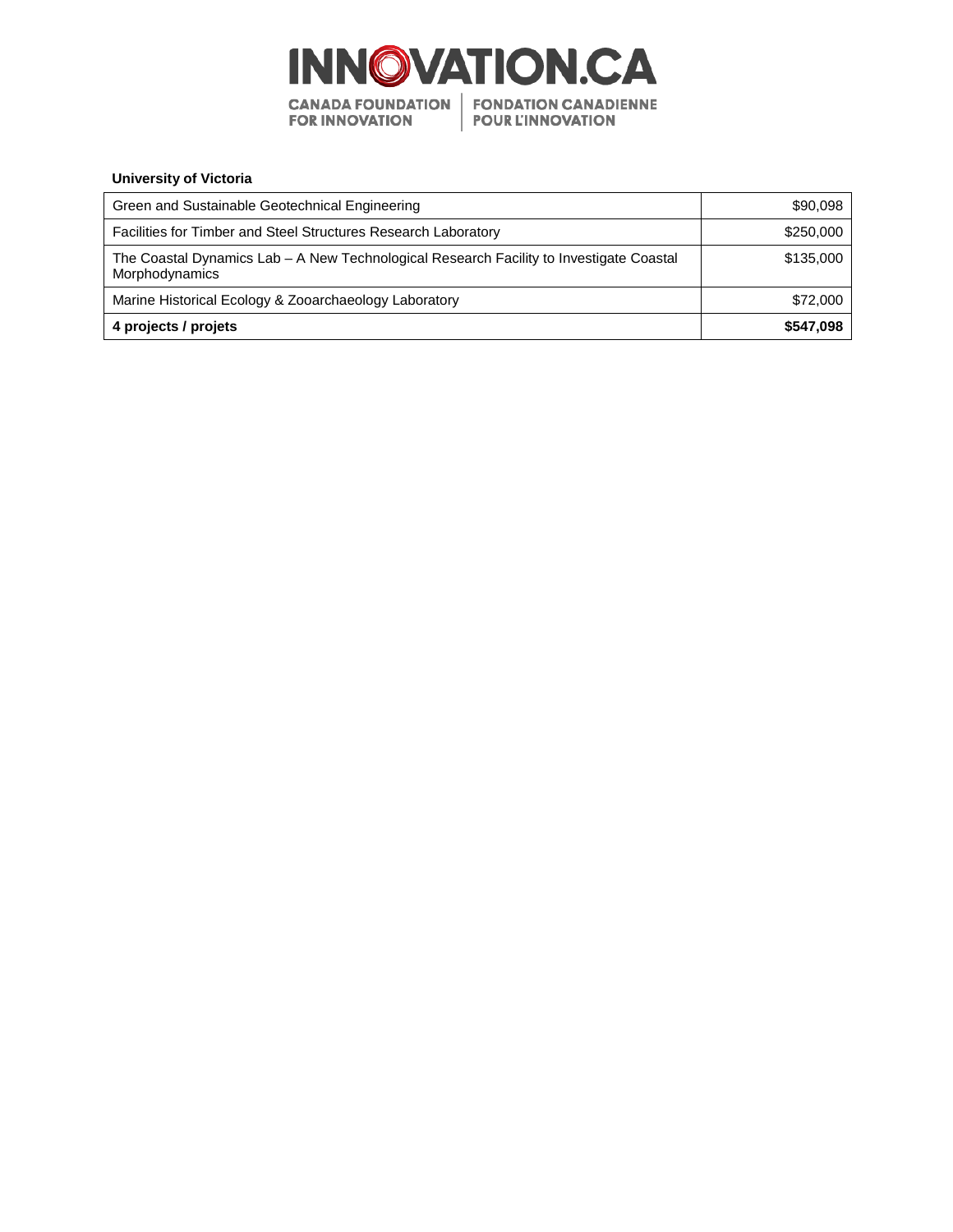**University of Victoria**

| | |
|---|---|
| Green and Sustainable Geotechnical Engineering | $90,098 |
| Facilities for Timber and Steel Structures Research Laboratory | $250,000 |
| The Coastal Dynamics Lab – A New Technological Research Facility to Investigate Coastal Morphodynamics | $135,000 |
| Marine Historical Ecology & Zooarchaeology Laboratory | $72,000 |
| **4 projects / projets** | **$547,098** |